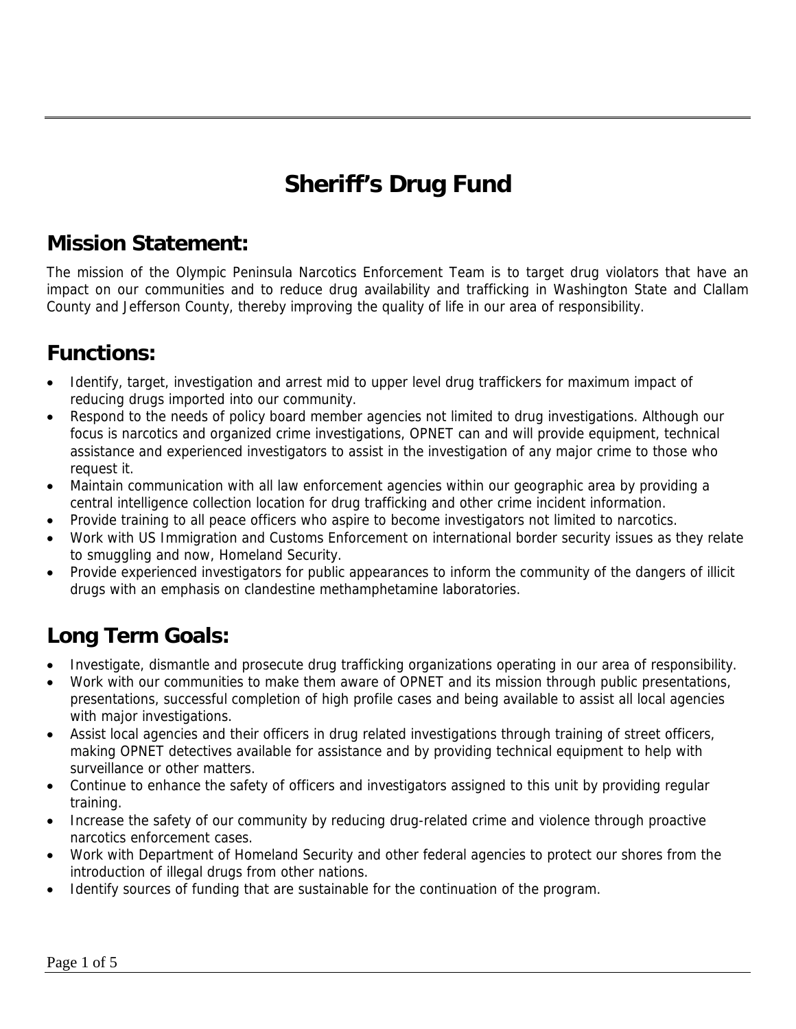# Sheriff's Drug Fund

## Mission Statement:

The mission of the Olympic Peninsula Narcotics Enforcement Team is to target drug violators that have an impact on our communities and to reduce drug availability and trafficking in Washington State and Clallam County and Jefferson County, thereby improving the quality of life in our area of responsibility.

## Functions:

- Identify, target, investigation and arrest mid to upper level drug traffickers for maximum impact of reducing drugs imported into our community.
- Respond to the needs of policy board member agencies not limited to drug investigations. Although our focus is narcotics and organized crime investigations, OPNET can and will provide equipment, technical assistance and experienced investigators to assist in the investigation of any major crime to those who request it.
- Maintain communication with all law enforcement agencies within our geographic area by providing a central intelligence collection location for drug trafficking and other crime incident information.
- Provide training to all peace officers who aspire to become investigators not limited to narcotics.
- Work with US Immigration and Customs Enforcement on international border security issues as they relate to smuggling and now, Homeland Security.
- Provide experienced investigators for public appearances to inform the community of the dangers of illicit drugs with an emphasis on clandestine methamphetamine laboratories.

## Long Term Goals:

- Investigate, dismantle and prosecute drug trafficking organizations operating in our area of responsibility.
- Work with our communities to make them aware of OPNET and its mission through public presentations, presentations, successful completion of high profile cases and being available to assist all local agencies with major investigations.
- Assist local agencies and their officers in drug related investigations through training of street officers, making OPNET detectives available for assistance and by providing technical equipment to help with surveillance or other matters.
- Continue to enhance the safety of officers and investigators assigned to this unit by providing regular training.
- Increase the safety of our community by reducing drug-related crime and violence through proactive narcotics enforcement cases.
- Work with Department of Homeland Security and other federal agencies to protect our shores from the introduction of illegal drugs from other nations.
- Identify sources of funding that are sustainable for the continuation of the program.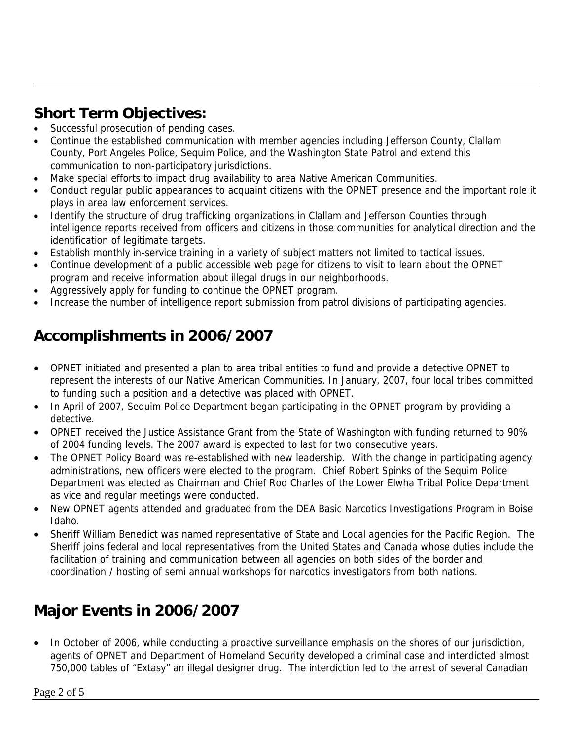## Short Term Objectives:

- Successful prosecution of pending cases.
- Continue the established communication with member agencies including Jefferson County, Clallam County, Port Angeles Police, Sequim Police, and the Washington State Patrol and extend this communication to non-participatory jurisdictions.
- Make special efforts to impact drug availability to area Native American Communities.
- Conduct regular public appearances to acquaint citizens with the OPNET presence and the important role it plays in area law enforcement services.
- Identify the structure of drug trafficking organizations in Clallam and Jefferson Counties through intelligence reports received from officers and citizens in those communities for analytical direction and the identification of legitimate targets.
- Establish monthly in-service training in a variety of subject matters not limited to tactical issues.
- Continue development of a public accessible web page for citizens to visit to learn about the OPNET program and receive information about illegal drugs in our neighborhoods.
- Aggressively apply for funding to continue the OPNET program.
- Increase the number of intelligence report submission from patrol divisions of participating agencies.

## Accomplishments in 2006/2007

- OPNET initiated and presented a plan to area tribal entities to fund and provide a detective OPNET to represent the interests of our Native American Communities. In January, 2007, four local tribes committed to funding such a position and a detective was placed with OPNET.
- In April of 2007, Sequim Police Department began participating in the OPNET program by providing a detective.
- OPNET received the Justice Assistance Grant from the State of Washington with funding returned to 90% of 2004 funding levels. The 2007 award is expected to last for two consecutive years.
- The OPNET Policy Board was re-established with new leadership. With the change in participating agency administrations, new officers were elected to the program. Chief Robert Spinks of the Sequim Police Department was elected as Chairman and Chief Rod Charles of the Lower Elwha Tribal Police Department as vice and regular meetings were conducted.
- New OPNET agents attended and graduated from the DEA Basic Narcotics Investigations Program in Boise Idaho.
- Sheriff William Benedict was named representative of State and Local agencies for the Pacific Region. The Sheriff joins federal and local representatives from the United States and Canada whose duties include the facilitation of training and communication between all agencies on both sides of the border and coordination / hosting of semi annual workshops for narcotics investigators from both nations.

## Major Events in 2006/2007

- In October of 2006, while conducting a proactive surveillance emphasis on the shores of our jurisdiction, agents of OPNET and Department of Homeland Security developed a criminal case and interdicted almost 750,000 tables of "Extasy" an illegal designer drug. The interdiction led to the arrest of several Canadian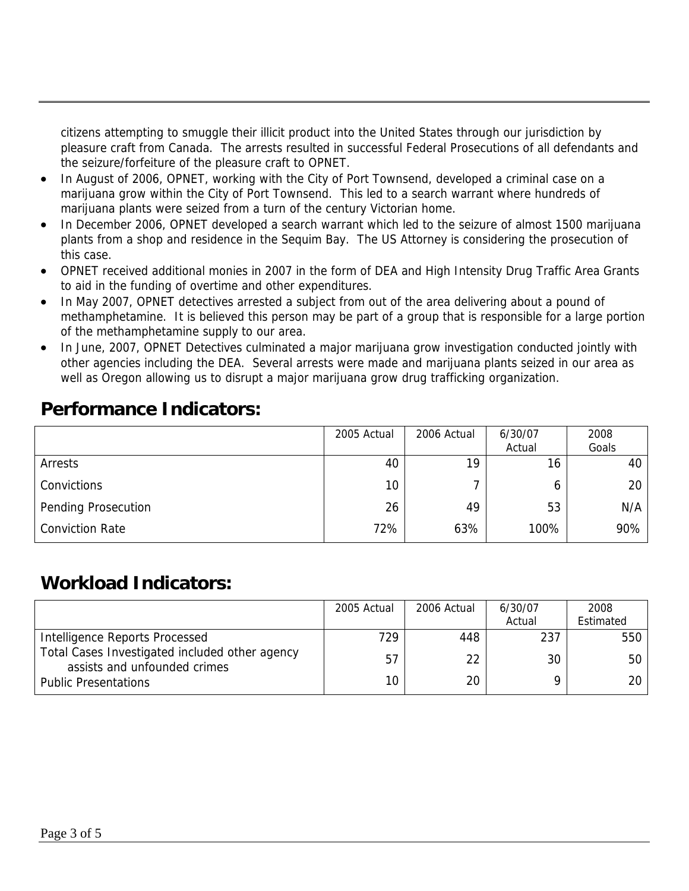citizens attempting to smuggle their illicit product into the United States through our jurisdiction by pleasure craft from Canada. The arrests resulted in successful Federal Prosecutions of all defendants and the seizure/forfeiture of the pleasure craft to OPNET.

- In August of 2006, OPNET, working with the City of Port Townsend, developed a criminal case on a marijuana grow within the City of Port Townsend. This led to a search warrant where hundreds of marijuana plants were seized from a turn of the century Victorian home.
- In December 2006, OPNET developed a search warrant which led to the seizure of almost 1500 marijuana plants from a shop and residence in the Sequim Bay. The US Attorney is considering the prosecution of this case.
- OPNET received additional monies in 2007 in the form of DEA and High Intensity Drug Traffic Area Grants to aid in the funding of overtime and other expenditures.
- In May 2007, OPNET detectives arrested a subject from out of the area delivering about a pound of methamphetamine. It is believed this person may be part of a group that is responsible for a large portion of the methamphetamine supply to our area.
- In June, 2007, OPNET Detectives culminated a major marijuana grow investigation conducted jointly with other agencies including the DEA. Several arrests were made and marijuana plants seized in our area as well as Oregon allowing us to disrupt a major marijuana grow drug trafficking organization.

## Performance Indicators:

| | 2005 Actual | 2006 Actual | 6/30/07 Actual | 2008 Goals |
|---|---|---|---|---|
| Arrests | 40 | 19 | 16 | 40 |
| Convictions | 10 | 7 | 6 | 20 |
| Pending Prosecution | 26 | 49 | 53 | N/A |
| Conviction Rate | 72% | 63% | 100% | 90% |

## Workload Indicators:

| | 2005 Actual | 2006 Actual | 6/30/07 Actual | 2008 Estimated |
|---|---|---|---|---|
| Intelligence Reports Processed | 729 | 448 | 237 | 550 |
| Total Cases Investigated included other agency assists and unfounded crimes | 57 | 22 | 30 | 50 |
| Public Presentations | 10 | 20 | 9 | 20 |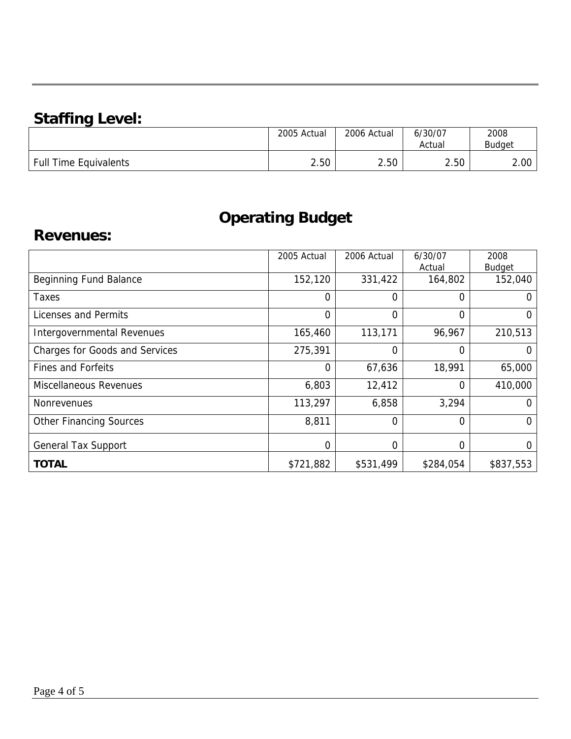## Staffing Level:

| | 2005 Actual | 2006 Actual | 6/30/07 Actual | 2008 Budget |
|---|---|---|---|---|
| Full Time Equivalents | 2.50 | 2.50 | 2.50 | 2.00 |

# Operating Budget

## Revenues:

| | 2005 Actual | 2006 Actual | 6/30/07 Actual | 2008 Budget |
|---|---|---|---|---|
| Beginning Fund Balance | 152,120 | 331,422 | 164,802 | 152,040 |
| Taxes | 0 | 0 | 0 | 0 |
| Licenses and Permits | 0 | 0 | 0 | 0 |
| Intergovernmental Revenues | 165,460 | 113,171 | 96,967 | 210,513 |
| Charges for Goods and Services | 275,391 | 0 | 0 | 0 |
| Fines and Forfeits | 0 | 67,636 | 18,991 | 65,000 |
| Miscellaneous Revenues | 6,803 | 12,412 | 0 | 410,000 |
| Nonrevenues | 113,297 | 6,858 | 3,294 | 0 |
| Other Financing Sources | 8,811 | 0 | 0 | 0 |
| General Tax Support | 0 | 0 | 0 | 0 |
| **TOTAL** | $721,882 | $531,499 | $284,054 | $837,553 |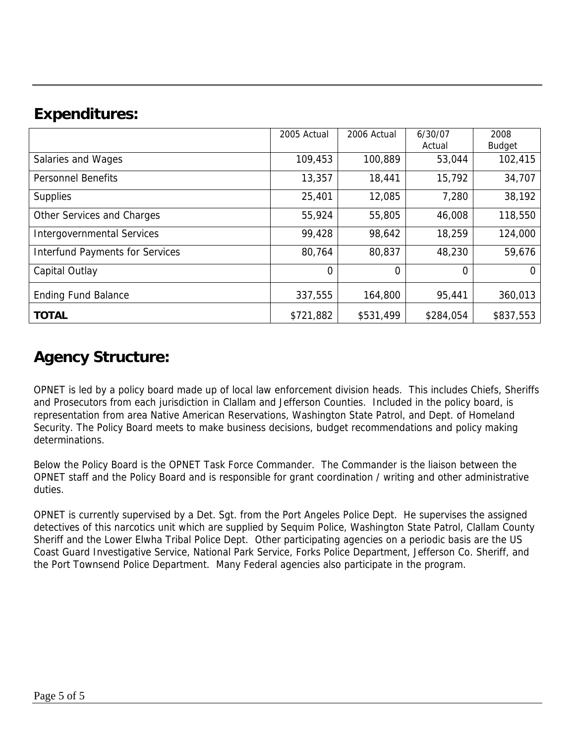## Expenditures:

| | 2005 Actual | 2006 Actual | 6/30/07 Actual | 2008 Budget |
|---|---|---|---|---|
| Salaries and Wages | 109,453 | 100,889 | 53,044 | 102,415 |
| Personnel Benefits | 13,357 | 18,441 | 15,792 | 34,707 |
| Supplies | 25,401 | 12,085 | 7,280 | 38,192 |
| Other Services and Charges | 55,924 | 55,805 | 46,008 | 118,550 |
| Intergovernmental Services | 99,428 | 98,642 | 18,259 | 124,000 |
| Interfund Payments for Services | 80,764 | 80,837 | 48,230 | 59,676 |
| Capital Outlay | 0 | 0 | 0 | 0 |
| Ending Fund Balance | 337,555 | 164,800 | 95,441 | 360,013 |
| **TOTAL** | $721,882 | $531,499 | $284,054 | $837,553 |

## Agency Structure:

OPNET is led by a policy board made up of local law enforcement division heads. This includes Chiefs, Sheriffs and Prosecutors from each jurisdiction in Clallam and Jefferson Counties. Included in the policy board, is representation from area Native American Reservations, Washington State Patrol, and Dept. of Homeland Security. The Policy Board meets to make business decisions, budget recommendations and policy making determinations.

Below the Policy Board is the OPNET Task Force Commander. The Commander is the liaison between the OPNET staff and the Policy Board and is responsible for grant coordination / writing and other administrative duties.

OPNET is currently supervised by a Det. Sgt. from the Port Angeles Police Dept. He supervises the assigned detectives of this narcotics unit which are supplied by Sequim Police, Washington State Patrol, Clallam County Sheriff and the Lower Elwha Tribal Police Dept. Other participating agencies on a periodic basis are the US Coast Guard Investigative Service, National Park Service, Forks Police Department, Jefferson Co. Sheriff, and the Port Townsend Police Department. Many Federal agencies also participate in the program.